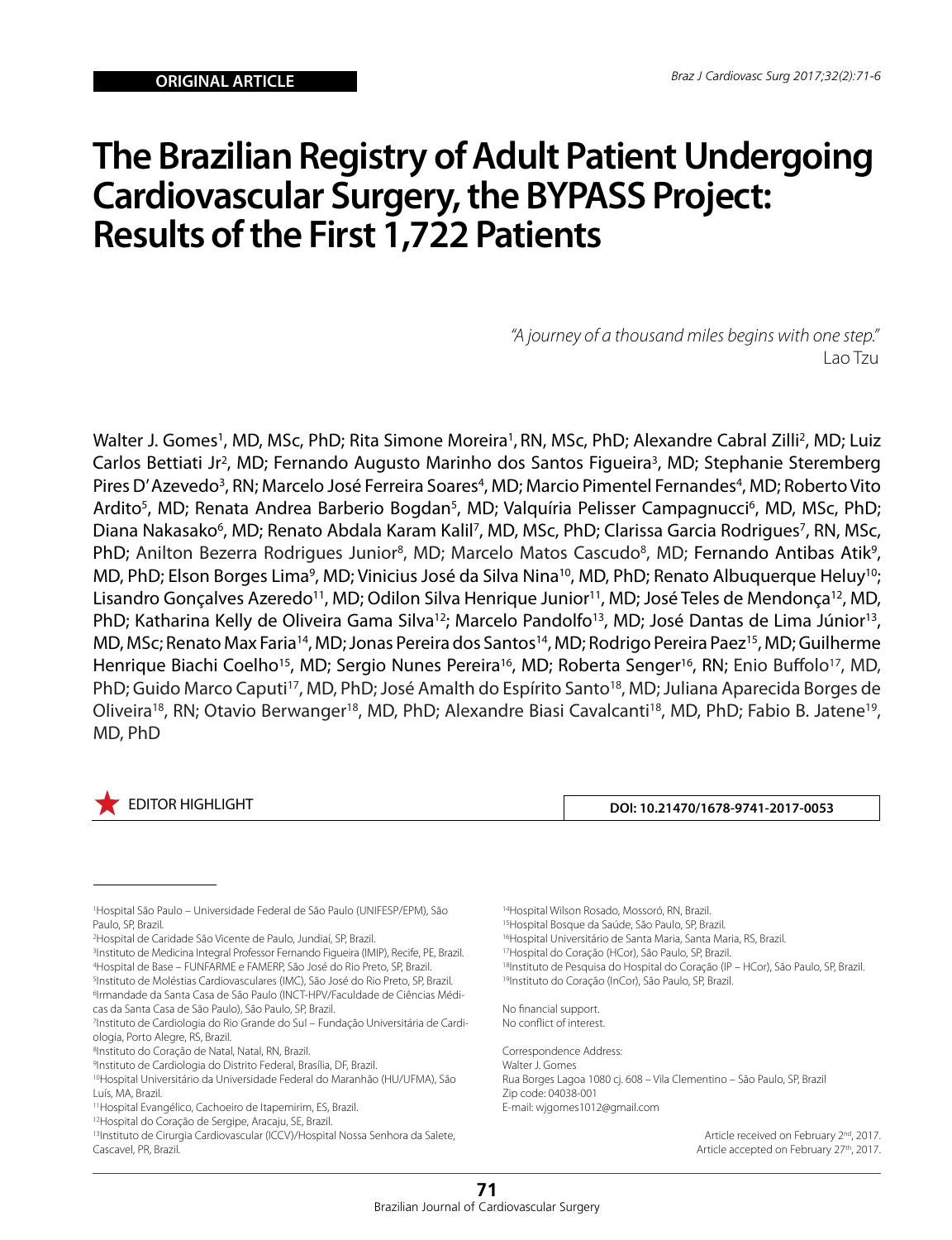ORIGINAL ARTICLE

# The Brazilian Registry of Adult Patient Undergoing Cardiovascular Surgery, the BYPASS Project: Results of the First 1,722 Patients

*"A journey of a thousand miles begins with one step."*
Lao Tzu

Walter J. Gomes[1], MD, MSc, PhD; Rita Simone Moreira[1], RN, MSc, PhD; Alexandre Cabral Zilli[2], MD; Luiz Carlos Bettiati Jr[2], MD; Fernando Augusto Marinho dos Santos Figueira[3], MD; Stephanie Steremberg Pires D'Azevedo[3], RN; Marcelo José Ferreira Soares[4], MD; Marcio Pimentel Fernandes[4], MD; Roberto Vito Ardito[5], MD; Renata Andrea Barberio Bogdan[5], MD; Valquíria Pelisser Campagnucci[6], MD, MSc, PhD; Diana Nakasako[6], MD; Renato Abdala Karam Kalil[7], MD, MSc, PhD; Clarissa Garcia Rodrigues[7], RN, MSc, PhD; Anilton Bezerra Rodrigues Junior[8], MD; Marcelo Matos Cascudo[8], MD; Fernando Antibas Atik[9], MD, PhD; Elson Borges Lima[9], MD; Vinicius José da Silva Nina[10], MD, PhD; Renato Albuquerque Heluy[10]; Lisandro Gonçalves Azeredo[11], MD; Odilon Silva Henrique Junior[11], MD; José Teles de Mendonça[12], MD, PhD; Katharina Kelly de Oliveira Gama Silva[12]; Marcelo Pandolfo[13], MD; José Dantas de Lima Júnior[13], MD, MSc; Renato Max Faria[14], MD; Jonas Pereira dos Santos[14], MD; Rodrigo Pereira Paez[15], MD; Guilherme Henrique Biachi Coelho[15], MD; Sergio Nunes Pereira[16], MD; Roberta Senger[16], RN; Enio Buffolo[17], MD, PhD; Guido Marco Caputi[17], MD, PhD; José Amalth do Espírito Santo[18], MD; Juliana Aparecida Borges de Oliveira[18], RN; Otavio Berwanger[18], MD, PhD; Alexandre Biasi Cavalcanti[18], MD, PhD; Fabio B. Jatene[19], MD, PhD

EDITOR HIGHLIGHT

DOI: 10.21470/1678-9741-2017-0053

[1]Hospital São Paulo – Universidade Federal de São Paulo (UNIFESP/EPM), São Paulo, SP, Brazil.
[2]Hospital de Caridade São Vicente de Paulo, Jundiaí, SP, Brazil.
[3]Instituto de Medicina Integral Professor Fernando Figueira (IMIP), Recife, PE, Brazil.
[4]Hospital de Base – FUNFARME e FAMERP, São José do Rio Preto, SP, Brazil.
[5]Instituto de Moléstias Cardiovasculares (IMC), São José do Rio Preto, SP, Brazil.
[6]Irmandade da Santa Casa de São Paulo (INCT-HPV/Faculdade de Ciências Médicas da Santa Casa de São Paulo), São Paulo, SP, Brazil.
[7]Instituto de Cardiologia do Rio Grande do Sul – Fundação Universitária de Cardiologia, Porto Alegre, RS, Brazil.
[8]Instituto do Coração de Natal, Natal, RN, Brazil.
[9]Instituto de Cardiologia do Distrito Federal, Brasília, DF, Brazil.
[10]Hospital Universitário da Universidade Federal do Maranhão (HU/UFMA), São Luís, MA, Brazil.
[11]Hospital Evangélico, Cachoeiro de Itapemirim, ES, Brazil.
[12]Hospital do Coração de Sergipe, Aracaju, SE, Brazil.
[13]Instituto de Cirurgia Cardiovascular (ICCV)/Hospital Nossa Senhora da Salete, Cascavel, PR, Brazil.
[14]Hospital Wilson Rosado, Mossoró, RN, Brazil.
[15]Hospital Bosque da Saúde, São Paulo, SP, Brazil.
[16]Hospital Universitário de Santa Maria, Santa Maria, RS, Brazil.
[17]Hospital do Coração (HCor), São Paulo, SP, Brazil.
[18]Instituto de Pesquisa do Hospital do Coração (IP – HCor), São Paulo, SP, Brazil.
[19]Instituto do Coração (InCor), São Paulo, SP, Brazil.

No financial support.
No conflict of interest.

Correspondence Address:
Walter J. Gomes
Rua Borges Lagoa 1080 cj. 608 – Vila Clementino – São Paulo, SP, Brazil
Zip code: 04038-001
E-mail: wjgomes1012@gmail.com

Article received on February 2nd, 2017.
Article accepted on February 27th, 2017.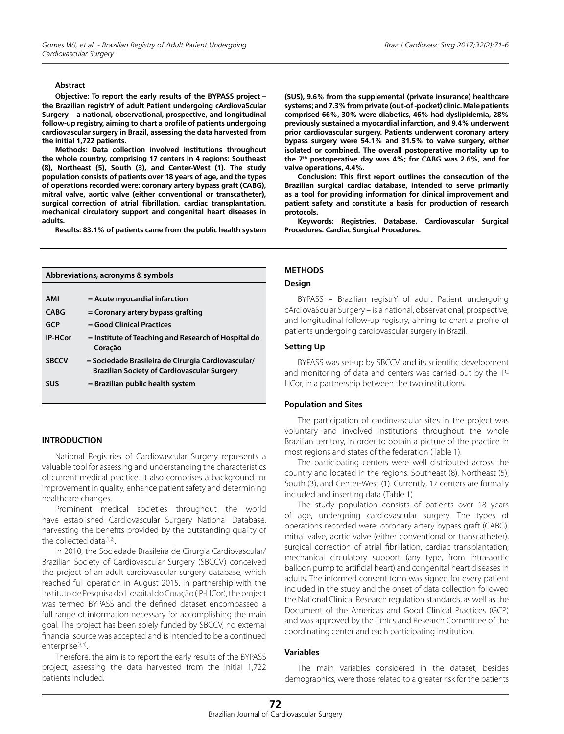**Abstract**

**Objective: To report the early results of the BYPASS project – the Brazilian registrY of adult Patient undergoing cArdiovaScular Surgery – a national, observational, prospective, and longitudinal follow-up registry, aiming to chart a profile of patients undergoing cardiovascular surgery in Brazil, assessing the data harvested from the initial 1,722 patients.**

**Methods: Data collection involved institutions throughout the whole country, comprising 17 centers in 4 regions: Southeast (8), Northeast (5), South (3), and Center-West (1). The study population consists of patients over 18 years of age, and the types of operations recorded were: coronary artery bypass graft (CABG), mitral valve, aortic valve (either conventional or transcatheter), surgical correction of atrial fibrillation, cardiac transplantation, mechanical circulatory support and congenital heart diseases in adults.**

**Results: 83.1% of patients came from the public health system (SUS), 9.6% from the supplemental (private insurance) healthcare systems; and 7.3% from private (out-of-pocket) clinic. Male patients comprised 66%, 30% were diabetics, 46% had dyslipidemia, 28% previously sustained a myocardial infarction, and 9.4% underwent prior cardiovascular surgery. Patients underwent coronary artery bypass surgery were 54.1% and 31.5% to valve surgery, either isolated or combined. The overall postoperative mortality up to the 7th postoperative day was 4%; for CABG was 2.6%, and for valve operations, 4.4%.**

**Conclusion: This first report outlines the consecution of the Brazilian surgical cardiac database, intended to serve primarily as a tool for providing information for clinical improvement and patient safety and constitute a basis for production of research protocols.**

**Keywords: Registries. Database. Cardiovascular Surgical Procedures. Cardiac Surgical Procedures.**

| **Abbreviations, acronyms & symbols** | |
|---|---|
| **AMI** | **= Acute myocardial infarction** |
| **CABG** | **= Coronary artery bypass grafting** |
| **GCP** | **= Good Clinical Practices** |
| **IP-HCor** | **= Institute of Teaching and Research of Hospital do Coração** |
| **SBCCV** | **= Sociedade Brasileira de Cirurgia Cardiovascular/ Brazilian Society of Cardiovascular Surgery** |
| **SUS** | **= Brazilian public health system** |

## INTRODUCTION

National Registries of Cardiovascular Surgery represents a valuable tool for assessing and understanding the characteristics of current medical practice. It also comprises a background for improvement in quality, enhance patient safety and determining healthcare changes.

Prominent medical societies throughout the world have established Cardiovascular Surgery National Database, harvesting the benefits provided by the outstanding quality of the collected data[1,2].

In 2010, the Sociedade Brasileira de Cirurgia Cardiovascular/ Brazilian Society of Cardiovascular Surgery (SBCCV) conceived the project of an adult cardiovascular surgery database, which reached full operation in August 2015. In partnership with the Instituto de Pesquisa do Hospital do Coração (IP-HCor), the project was termed BYPASS and the defined dataset encompassed a full range of information necessary for accomplishing the main goal. The project has been solely funded by SBCCV, no external financial source was accepted and is intended to be a continued enterprise[3,4].

Therefore, the aim is to report the early results of the BYPASS project, assessing the data harvested from the initial 1,722 patients included.

## METHODS

### Design

BYPASS – Brazilian registrY of adult Patient undergoing cArdiovaScular Surgery – is a national, observational, prospective, and longitudinal follow-up registry, aiming to chart a profile of patients undergoing cardiovascular surgery in Brazil.

### Setting Up

BYPASS was set-up by SBCCV, and its scientific development and monitoring of data and centers was carried out by the IP-HCor, in a partnership between the two institutions.

### Population and Sites

The participation of cardiovascular sites in the project was voluntary and involved institutions throughout the whole Brazilian territory, in order to obtain a picture of the practice in most regions and states of the federation (Table 1).

The participating centers were well distributed across the country and located in the regions: Southeast (8), Northeast (5), South (3), and Center-West (1). Currently, 17 centers are formally included and inserting data (Table 1)

The study population consists of patients over 18 years of age, undergoing cardiovascular surgery. The types of operations recorded were: coronary artery bypass graft (CABG), mitral valve, aortic valve (either conventional or transcatheter), surgical correction of atrial fibrillation, cardiac transplantation, mechanical circulatory support (any type, from intra-aortic balloon pump to artificial heart) and congenital heart diseases in adults. The informed consent form was signed for every patient included in the study and the onset of data collection followed the National Clinical Research regulation standards, as well as the Document of the Americas and Good Clinical Practices (GCP) and was approved by the Ethics and Research Committee of the coordinating center and each participating institution.

### Variables

The main variables considered in the dataset, besides demographics, were those related to a greater risk for the patients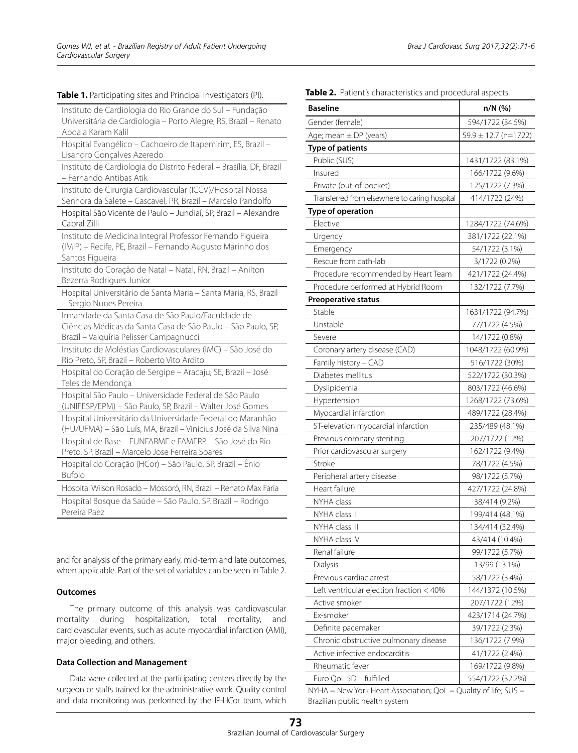**Table 1.** Participating sites and Principal Investigators (PI).

| |
|---|
| Instituto de Cardiologia do Rio Grande do Sul – Fundação Universitária de Cardiologia – Porto Alegre, RS, Brazil – Renato Abdala Karam Kalil |
| Hospital Evangélico – Cachoeiro de Itapemirim, ES, Brazil – Lisandro Gonçalves Azeredo |
| Instituto de Cardiologia do Distrito Federal – Brasília, DF, Brazil – Fernando Antibas Atik |
| Instituto de Cirurgia Cardiovascular (ICCV)/Hospital Nossa Senhora da Salete – Cascavel, PR, Brazil – Marcelo Pandolfo |
| Hospital São Vicente de Paulo – Jundiaí, SP, Brazil – Alexandre Cabral Zilli |
| Instituto de Medicina Integral Professor Fernando Figueira (IMIP) – Recife, PE, Brazil – Fernando Augusto Marinho dos Santos Figueira |
| Instituto do Coração de Natal – Natal, RN, Brazil – Anilton Bezerra Rodrigues Junior |
| Hospital Universitário de Santa Maria – Santa Maria, RS, Brazil – Sergio Nunes Pereira |
| Irmandade da Santa Casa de São Paulo/Faculdade de Ciências Médicas da Santa Casa de São Paulo – São Paulo, SP, Brazil – Valquíria Pelisser Campagnucci |
| Instituto de Moléstias Cardiovasculares (IMC) – São José do Rio Preto, SP, Brazil – Roberto Vito Ardito |
| Hospital do Coração de Sergipe – Aracaju, SE, Brazil – José Teles de Mendonça |
| Hospital São Paulo – Universidade Federal de São Paulo (UNIFESP/EPM) – São Paulo, SP, Brazil – Walter José Gomes |
| Hospital Universitário da Universidade Federal do Maranhão (HU/UFMA) – São Luís, MA, Brazil – Vinicius José da Silva Nina |
| Hospital de Base – FUNFARME e FAMERP – São José do Rio Preto, SP, Brazil – Marcelo Jose Ferreira Soares |
| Hospital do Coração (HCor) – São Paulo, SP, Brazil – Ênio Bufolo |
| Hospital Wilson Rosado – Mossoró, RN, Brazil – Renato Max Faria |
| Hospital Bosque da Saúde – São Paulo, SP, Brazil – Rodrigo Pereira Paez |

and for analysis of the primary early, mid-term and late outcomes, when applicable. Part of the set of variables can be seen in Table 2.

**Outcomes**

The primary outcome of this analysis was cardiovascular mortality during hospitalization, total mortality, and cardiovascular events, such as acute myocardial infarction (AMI), major bleeding, and others.

**Data Collection and Management**

Data were collected at the participating centers directly by the surgeon or staffs trained for the administrative work. Quality control and data monitoring was performed by the IP-HCor team, which

**Table 2.** Patient's characteristics and procedural aspects.

| Baseline | n/N (%) |
|---|---|
| Gender (female) | 594/1722 (34.5%) |
| Age; mean ± DP (years) | 59.9 ± 12.7 (n=1722) |
| **Type of patients** | |
| Public (SUS) | 1431/1722 (83.1%) |
| Insured | 166/1722 (9.6%) |
| Private (out-of-pocket) | 125/1722 (7.3%) |
| Transferred from elsewhere to caring hospital | 414/1722 (24%) |
| **Type of operation** | |
| Elective | 1284/1722 (74.6%) |
| Urgency | 381/1722 (22.1%) |
| Emergency | 54/1722 (3.1%) |
| Rescue from cath-lab | 3/1722 (0.2%) |
| Procedure recommended by Heart Team | 421/1722 (24.4%) |
| Procedure performed at Hybrid Room | 132/1722 (7.7%) |
| **Preoperative status** | |
| Stable | 1631/1722 (94.7%) |
| Unstable | 77/1722 (4.5%) |
| Severe | 14/1722 (0.8%) |
| Coronary artery disease (CAD) | 1048/1722 (60.9%) |
| Family history – CAD | 516/1722 (30%) |
| Diabetes mellitus | 522/1722 (30.3%) |
| Dyslipidemia | 803/1722 (46.6%) |
| Hypertension | 1268/1722 (73.6%) |
| Myocardial infarction | 489/1722 (28.4%) |
| ST-elevation myocardial infarction | 235/489 (48.1%) |
| Previous coronary stenting | 207/1722 (12%) |
| Prior cardiovascular surgery | 162/1722 (9.4%) |
| Stroke | 78/1722 (4.5%) |
| Peripheral artery disease | 98/1722 (5.7%) |
| Heart failure | 427/1722 (24.8%) |
| NYHA class I | 38/414 (9.2%) |
| NYHA class II | 199/414 (48.1%) |
| NYHA class III | 134/414 (32.4%) |
| NYHA class IV | 43/414 (10.4%) |
| Renal failure | 99/1722 (5.7%) |
| Dialysis | 13/99 (13.1%) |
| Previous cardiac arrest | 58/1722 (3.4%) |
| Left ventricular ejection fraction < 40% | 144/1372 (10.5%) |
| Active smoker | 207/1722 (12%) |
| Ex-smoker | 423/1714 (24.7%) |
| Definite pacemaker | 39/1722 (2.3%) |
| Chronic obstructive pulmonary disease | 136/1722 (7.9%) |
| Active infective endocarditis | 41/1722 (2.4%) |
| Rheumatic fever | 169/1722 (9.8%) |
| Euro QoL 5D – fulfilled | 554/1722 (32.2%) |

NYHA = New York Heart Association; QoL = Quality of life; SUS = Brazilian public health system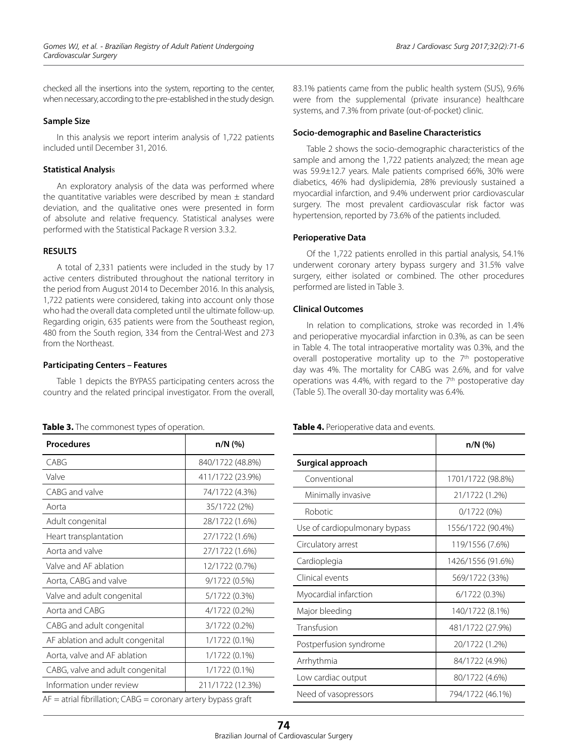checked all the insertions into the system, reporting to the center, when necessary, according to the pre-established in the study design.

### Sample Size

In this analysis we report interim analysis of 1,722 patients included until December 31, 2016.

### Statistical Analysis

An exploratory analysis of the data was performed where the quantitative variables were described by mean ± standard deviation, and the qualitative ones were presented in form of absolute and relative frequency. Statistical analyses were performed with the Statistical Package R version 3.3.2.

## RESULTS

A total of 2,331 patients were included in the study by 17 active centers distributed throughout the national territory in the period from August 2014 to December 2016. In this analysis, 1,722 patients were considered, taking into account only those who had the overall data completed until the ultimate follow-up. Regarding origin, 635 patients were from the Southeast region, 480 from the South region, 334 from the Central-West and 273 from the Northeast.

### Participating Centers – Features

Table 1 depicts the BYPASS participating centers across the country and the related principal investigator. From the overall, 83.1% patients came from the public health system (SUS), 9.6% were from the supplemental (private insurance) healthcare systems, and 7.3% from private (out-of-pocket) clinic.

### Socio-demographic and Baseline Characteristics

Table 2 shows the socio-demographic characteristics of the sample and among the 1,722 patients analyzed; the mean age was 59.9±12.7 years. Male patients comprised 66%, 30% were diabetics, 46% had dyslipidemia, 28% previously sustained a myocardial infarction, and 9.4% underwent prior cardiovascular surgery. The most prevalent cardiovascular risk factor was hypertension, reported by 73.6% of the patients included.

### Perioperative Data

Of the 1,722 patients enrolled in this partial analysis, 54.1% underwent coronary artery bypass surgery and 31.5% valve surgery, either isolated or combined. The other procedures performed are listed in Table 3.

### Clinical Outcomes

In relation to complications, stroke was recorded in 1.4% and perioperative myocardial infarction in 0.3%, as can be seen in Table 4. The total intraoperative mortality was 0.3%, and the overall postoperative mortality up to the 7th postoperative day was 4%. The mortality for CABG was 2.6%, and for valve operations was 4.4%, with regard to the 7th postoperative day (Table 5). The overall 30-day mortality was 6.4%.

**Table 3.** The commonest types of operation.

| Procedures | n/N (%) |
|---|---|
| CABG | 840/1722 (48.8%) |
| Valve | 411/1722 (23.9%) |
| CABG and valve | 74/1722 (4.3%) |
| Aorta | 35/1722 (2%) |
| Adult congenital | 28/1722 (1.6%) |
| Heart transplantation | 27/1722 (1.6%) |
| Aorta and valve | 27/1722 (1.6%) |
| Valve and AF ablation | 12/1722 (0.7%) |
| Aorta, CABG and valve | 9/1722 (0.5%) |
| Valve and adult congenital | 5/1722 (0.3%) |
| Aorta and CABG | 4/1722 (0.2%) |
| CABG and adult congenital | 3/1722 (0.2%) |
| AF ablation and adult congenital | 1/1722 (0.1%) |
| Aorta, valve and AF ablation | 1/1722 (0.1%) |
| CABG, valve and adult congenital | 1/1722 (0.1%) |
| Information under review | 211/1722 (12.3%) |

AF = atrial fibrillation; CABG = coronary artery bypass graft

**Table 4.** Perioperative data and events.

| | n/N (%) |
|---|---|
| **Surgical approach** | |
| Conventional | 1701/1722 (98.8%) |
| Minimally invasive | 21/1722 (1.2%) |
| Robotic | 0/1722 (0%) |
| Use of cardiopulmonary bypass | 1556/1722 (90.4%) |
| Circulatory arrest | 119/1556 (7.6%) |
| Cardioplegia | 1426/1556 (91.6%) |
| Clinical events | 569/1722 (33%) |
| Myocardial infarction | 6/1722 (0.3%) |
| Major bleeding | 140/1722 (8.1%) |
| Transfusion | 481/1722 (27.9%) |
| Postperfusion syndrome | 20/1722 (1.2%) |
| Arrhythmia | 84/1722 (4.9%) |
| Low cardiac output | 80/1722 (4.6%) |
| Need of vasopressors | 794/1722 (46.1%) |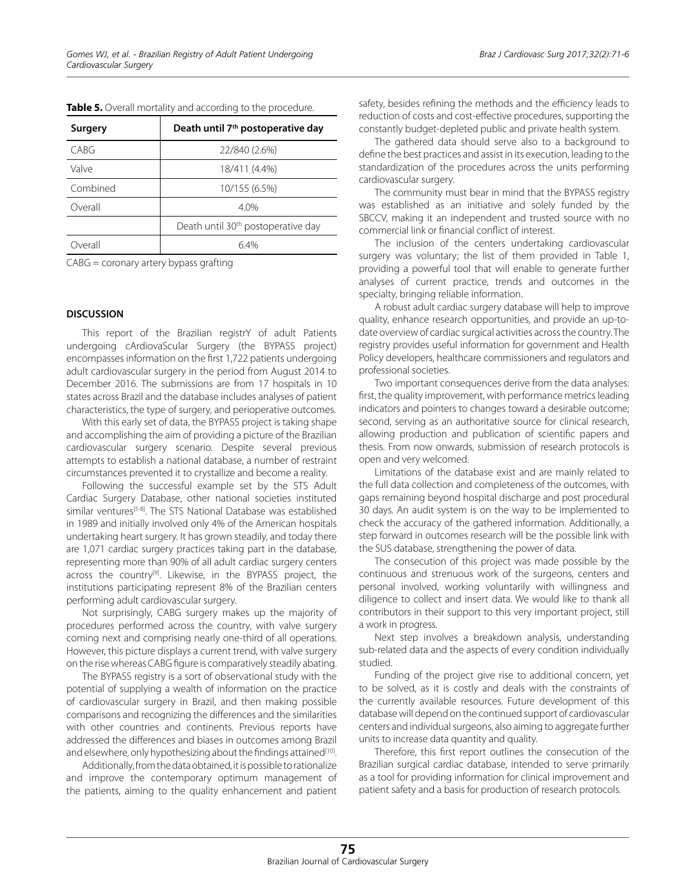**Table 5.** Overall mortality and according to the procedure.

| Surgery | Death until 7th postoperative day |
|---|---|
| CABG | 22/840 (2.6%) |
| Valve | 18/411 (4.4%) |
| Combined | 10/155 (6.5%) |
| Overall | 4.0% |
| | Death until 30th postoperative day |
| Overall | 6.4% |

CABG = coronary artery bypass grafting

## DISCUSSION

This report of the Brazilian registrY of adult Patients undergoing cArdiovaScular Surgery (the BYPASS project) encompasses information on the first 1,722 patients undergoing adult cardiovascular surgery in the period from August 2014 to December 2016. The submissions are from 17 hospitals in 10 states across Brazil and the database includes analyses of patient characteristics, the type of surgery, and perioperative outcomes.

With this early set of data, the BYPASS project is taking shape and accomplishing the aim of providing a picture of the Brazilian cardiovascular surgery scenario. Despite several previous attempts to establish a national database, a number of restraint circumstances prevented it to crystallize and become a reality.

Following the successful example set by the STS Adult Cardiac Surgery Database, other national societies instituted similar ventures[5-8]. The STS National Database was established in 1989 and initially involved only 4% of the American hospitals undertaking heart surgery. It has grown steadily, and today there are 1,071 cardiac surgery practices taking part in the database, representing more than 90% of all adult cardiac surgery centers across the country[9]. Likewise, in the BYPASS project, the institutions participating represent 8% of the Brazilian centers performing adult cardiovascular surgery.

Not surprisingly, CABG surgery makes up the majority of procedures performed across the country, with valve surgery coming next and comprising nearly one-third of all operations. However, this picture displays a current trend, with valve surgery on the rise whereas CABG figure is comparatively steadily abating.

The BYPASS registry is a sort of observational study with the potential of supplying a wealth of information on the practice of cardiovascular surgery in Brazil, and then making possible comparisons and recognizing the differences and the similarities with other countries and continents. Previous reports have addressed the differences and biases in outcomes among Brazil and elsewhere, only hypothesizing about the findings attained[10].

Additionally, from the data obtained, it is possible to rationalize and improve the contemporary optimum management of the patients, aiming to the quality enhancement and patient safety, besides refining the methods and the efficiency leads to reduction of costs and cost-effective procedures, supporting the constantly budget-depleted public and private health system.

The gathered data should serve also to a background to define the best practices and assist in its execution, leading to the standardization of the procedures across the units performing cardiovascular surgery.

The community must bear in mind that the BYPASS registry was established as an initiative and solely funded by the SBCCV, making it an independent and trusted source with no commercial link or financial conflict of interest.

The inclusion of the centers undertaking cardiovascular surgery was voluntary; the list of them provided in Table 1, providing a powerful tool that will enable to generate further analyses of current practice, trends and outcomes in the specialty, bringing reliable information.

A robust adult cardiac surgery database will help to improve quality, enhance research opportunities, and provide an up-to-date overview of cardiac surgical activities across the country. The registry provides useful information for government and Health Policy developers, healthcare commissioners and regulators and professional societies.

Two important consequences derive from the data analyses: first, the quality improvement, with performance metrics leading indicators and pointers to changes toward a desirable outcome; second, serving as an authoritative source for clinical research, allowing production and publication of scientific papers and thesis. From now onwards, submission of research protocols is open and very welcomed.

Limitations of the database exist and are mainly related to the full data collection and completeness of the outcomes, with gaps remaining beyond hospital discharge and post procedural 30 days. An audit system is on the way to be implemented to check the accuracy of the gathered information. Additionally, a step forward in outcomes research will be the possible link with the SUS database, strengthening the power of data.

The consecution of this project was made possible by the continuous and strenuous work of the surgeons, centers and personal involved, working voluntarily with willingness and diligence to collect and insert data. We would like to thank all contributors in their support to this very important project, still a work in progress.

Next step involves a breakdown analysis, understanding sub-related data and the aspects of every condition individually studied.

Funding of the project give rise to additional concern, yet to be solved, as it is costly and deals with the constraints of the currently available resources. Future development of this database will depend on the continued support of cardiovascular centers and individual surgeons, also aiming to aggregate further units to increase data quantity and quality.

Therefore, this first report outlines the consecution of the Brazilian surgical cardiac database, intended to serve primarily as a tool for providing information for clinical improvement and patient safety and a basis for production of research protocols.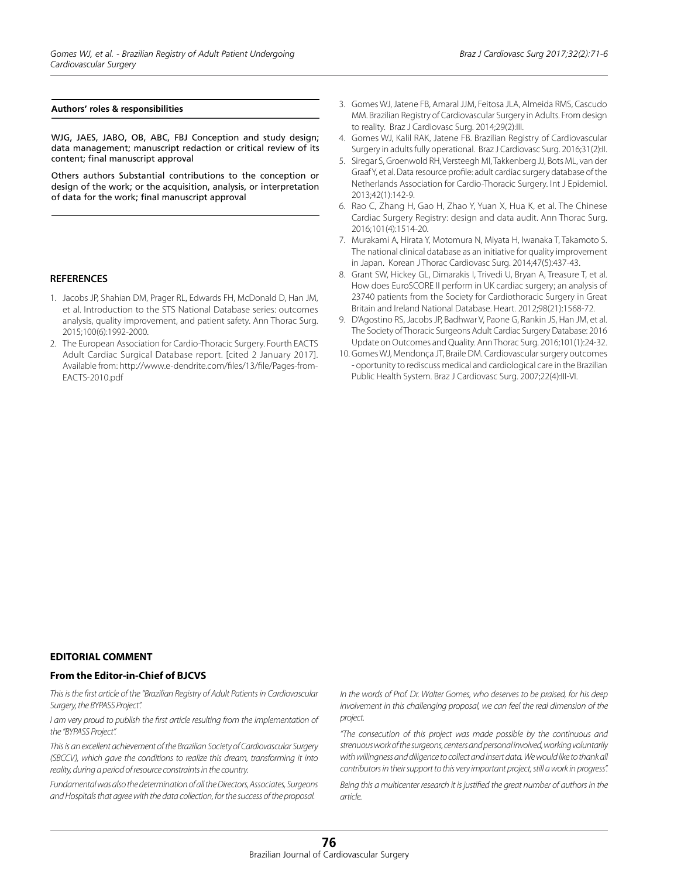**Authors' roles & responsibilities**

WJG, JAES, JABO, OB, ABC, FBJ Conception and study design; data management; manuscript redaction or critical review of its content; final manuscript approval

Others authors Substantial contributions to the conception or design of the work; or the acquisition, analysis, or interpretation of data for the work; final manuscript approval

## REFERENCES

1. Jacobs JP, Shahian DM, Prager RL, Edwards FH, McDonald D, Han JM, et al. Introduction to the STS National Database series: outcomes analysis, quality improvement, and patient safety. Ann Thorac Surg. 2015;100(6):1992-2000.
2. The European Association for Cardio-Thoracic Surgery. Fourth EACTS Adult Cardiac Surgical Database report. [cited 2 January 2017]. Available from: http://www.e-dendrite.com/files/13/file/Pages-from-EACTS-2010.pdf
3. Gomes WJ, Jatene FB, Amaral JJM, Feitosa JLA, Almeida RMS, Cascudo MM. Brazilian Registry of Cardiovascular Surgery in Adults. From design to reality. Braz J Cardiovasc Surg. 2014;29(2):III.
4. Gomes WJ, Kalil RAK, Jatene FB. Brazilian Registry of Cardiovascular Surgery in adults fully operational. Braz J Cardiovasc Surg. 2016;31(2):II.
5. Siregar S, Groenwold RH, Versteegh MI, Takkenberg JJ, Bots ML, van der Graaf Y, et al. Data resource profile: adult cardiac surgery database of the Netherlands Association for Cardio-Thoracic Surgery. Int J Epidemiol. 2013;42(1):142-9.
6. Rao C, Zhang H, Gao H, Zhao Y, Yuan X, Hua K, et al. The Chinese Cardiac Surgery Registry: design and data audit. Ann Thorac Surg. 2016;101(4):1514-20.
7. Murakami A, Hirata Y, Motomura N, Miyata H, Iwanaka T, Takamoto S. The national clinical database as an initiative for quality improvement in Japan. Korean J Thorac Cardiovasc Surg. 2014;47(5):437-43.
8. Grant SW, Hickey GL, Dimarakis I, Trivedi U, Bryan A, Treasure T, et al. How does EuroSCORE II perform in UK cardiac surgery; an analysis of 23740 patients from the Society for Cardiothoracic Surgery in Great Britain and Ireland National Database. Heart. 2012;98(21):1568-72.
9. D'Agostino RS, Jacobs JP, Badhwar V, Paone G, Rankin JS, Han JM, et al. The Society of Thoracic Surgeons Adult Cardiac Surgery Database: 2016 Update on Outcomes and Quality. Ann Thorac Surg. 2016;101(1):24-32.
10. Gomes WJ, Mendonça JT, Braile DM. Cardiovascular surgery outcomes - oportunity to rediscuss medical and cardiological care in the Brazilian Public Health System. Braz J Cardiovasc Surg. 2007;22(4):III-VI.

## EDITORIAL COMMENT

### From the Editor-in-Chief of BJCVS

*This is the first article of the "Brazilian Registry of Adult Patients in Cardiovascular Surgery, the BYPASS Project".*

*I am very proud to publish the first article resulting from the implementation of the "BYPASS Project".*

*This is an excellent achievement of the Brazilian Society of Cardiovascular Surgery (SBCCV), which gave the conditions to realize this dream, transforming it into reality, during a period of resource constraints in the country.*

*Fundamental was also the determination of all the Directors, Associates, Surgeons and Hospitals that agree with the data collection, for the success of the proposal.*

*In the words of Prof. Dr. Walter Gomes, who deserves to be praised, for his deep involvement in this challenging proposal, we can feel the real dimension of the project.*

*"The consecution of this project was made possible by the continuous and strenuous work of the surgeons, centers and personal involved, working voluntarily with willingness and diligence to collect and insert data. We would like to thank all contributors in their support to this very important project, still a work in progress".*

*Being this a multicenter research it is justified the great number of authors in the article.*